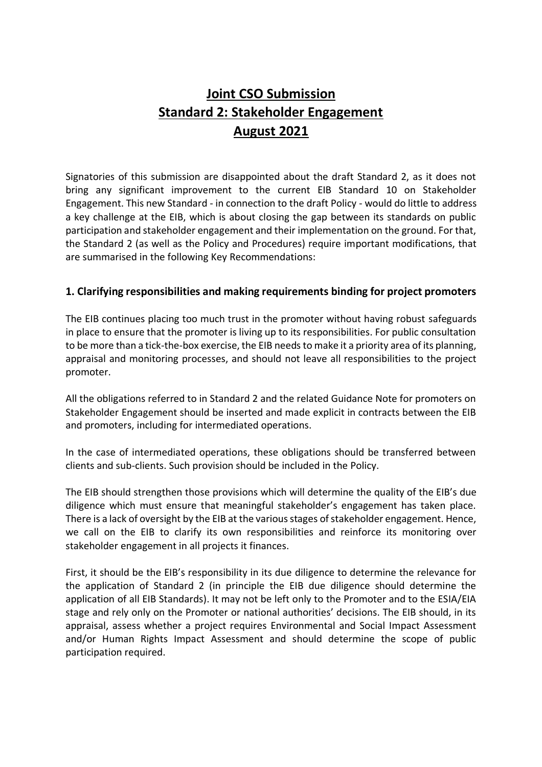# Joint CSO Submission
# Standard 2: Stakeholder Engagement
# August 2021

Signatories of this submission are disappointed about the draft Standard 2, as it does not bring any significant improvement to the current EIB Standard 10 on Stakeholder Engagement. This new Standard - in connection to the draft Policy - would do little to address a key challenge at the EIB, which is about closing the gap between its standards on public participation and stakeholder engagement and their implementation on the ground. For that, the Standard 2 (as well as the Policy and Procedures) require important modifications, that are summarised in the following Key Recommendations:

## 1. Clarifying responsibilities and making requirements binding for project promoters

The EIB continues placing too much trust in the promoter without having robust safeguards in place to ensure that the promoter is living up to its responsibilities. For public consultation to be more than a tick-the-box exercise, the EIB needs to make it a priority area of its planning, appraisal and monitoring processes, and should not leave all responsibilities to the project promoter.

All the obligations referred to in Standard 2 and the related Guidance Note for promoters on Stakeholder Engagement should be inserted and made explicit in contracts between the EIB and promoters, including for intermediated operations.

In the case of intermediated operations, these obligations should be transferred between clients and sub-clients. Such provision should be included in the Policy.

The EIB should strengthen those provisions which will determine the quality of the EIB's due diligence which must ensure that meaningful stakeholder's engagement has taken place. There is a lack of oversight by the EIB at the various stages of stakeholder engagement. Hence, we call on the EIB to clarify its own responsibilities and reinforce its monitoring over stakeholder engagement in all projects it finances.

First, it should be the EIB's responsibility in its due diligence to determine the relevance for the application of Standard 2 (in principle the EIB due diligence should determine the application of all EIB Standards). It may not be left only to the Promoter and to the ESIA/EIA stage and rely only on the Promoter or national authorities' decisions. The EIB should, in its appraisal, assess whether a project requires Environmental and Social Impact Assessment and/or Human Rights Impact Assessment and should determine the scope of public participation required.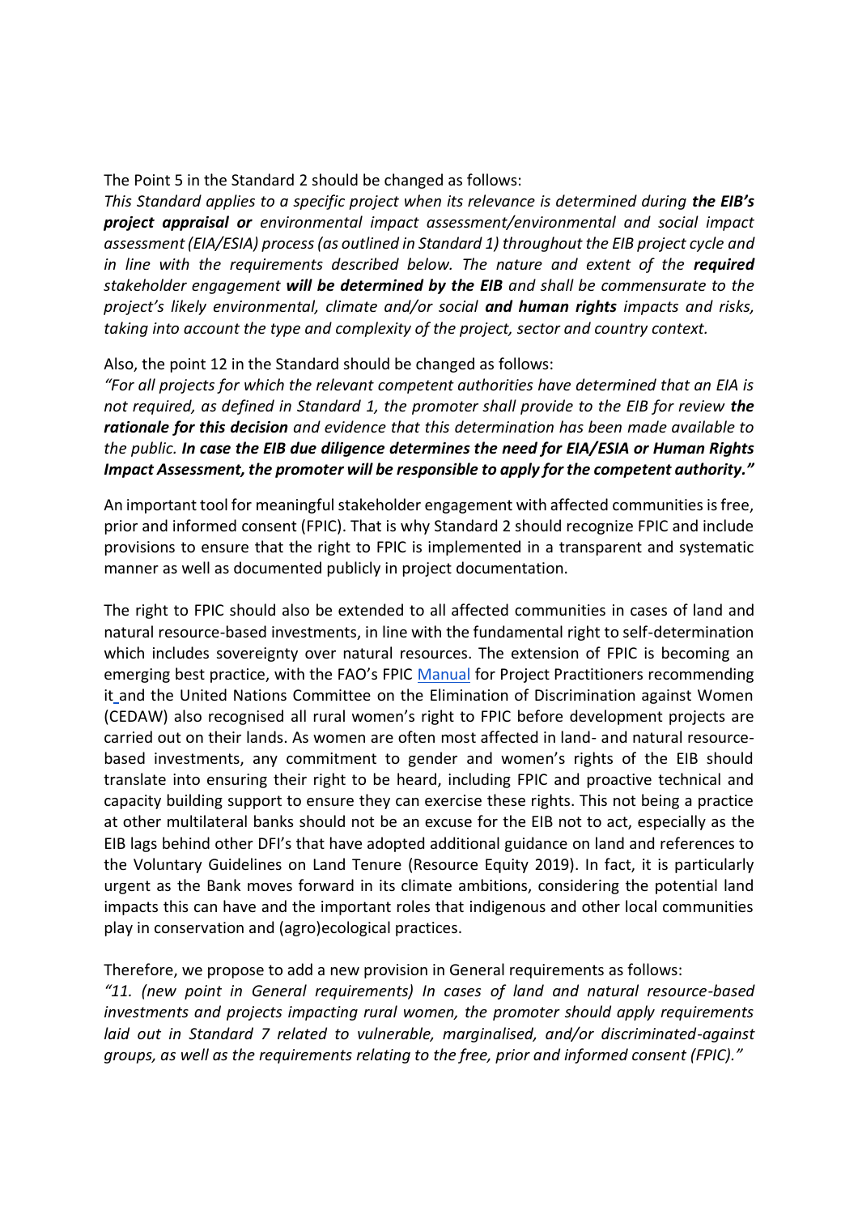The Point 5 in the Standard 2 should be changed as follows:

*This Standard applies to a specific project when its relevance is determined during **the EIB's project appraisal or** environmental impact assessment/environmental and social impact assessment (EIA/ESIA) process (as outlined in Standard 1) throughout the EIB project cycle and in line with the requirements described below. The nature and extent of the **required** stakeholder engagement **will be determined by the EIB** and shall be commensurate to the project's likely environmental, climate and/or social **and human rights** impacts and risks, taking into account the type and complexity of the project, sector and country context.*

Also, the point 12 in the Standard should be changed as follows:

*"For all projects for which the relevant competent authorities have determined that an EIA is not required, as defined in Standard 1, the promoter shall provide to the EIB for review **the rationale for this decision** and evidence that this determination has been made available to the public. **In case the EIB due diligence determines the need for EIA/ESIA or Human Rights Impact Assessment, the promoter will be responsible to apply for the competent authority."***

An important tool for meaningful stakeholder engagement with affected communities is free, prior and informed consent (FPIC). That is why Standard 2 should recognize FPIC and include provisions to ensure that the right to FPIC is implemented in a transparent and systematic manner as well as documented publicly in project documentation.

The right to FPIC should also be extended to all affected communities in cases of land and natural resource-based investments, in line with the fundamental right to self-determination which includes sovereignty over natural resources. The extension of FPIC is becoming an emerging best practice, with the FAO's FPIC [Manual](#) for Project Practitioners recommending it and the United Nations Committee on the Elimination of Discrimination against Women (CEDAW) also recognised all rural women's right to FPIC before development projects are carried out on their lands. As women are often most affected in land- and natural resource-based investments, any commitment to gender and women's rights of the EIB should translate into ensuring their right to be heard, including FPIC and proactive technical and capacity building support to ensure they can exercise these rights. This not being a practice at other multilateral banks should not be an excuse for the EIB not to act, especially as the EIB lags behind other DFI's that have adopted additional guidance on land and references to the Voluntary Guidelines on Land Tenure (Resource Equity 2019). In fact, it is particularly urgent as the Bank moves forward in its climate ambitions, considering the potential land impacts this can have and the important roles that indigenous and other local communities play in conservation and (agro)ecological practices.

Therefore, we propose to add a new provision in General requirements as follows:

*"11. (new point in General requirements) In cases of land and natural resource-based investments and projects impacting rural women, the promoter should apply requirements laid out in Standard 7 related to vulnerable, marginalised, and/or discriminated-against groups, as well as the requirements relating to the free, prior and informed consent (FPIC)."*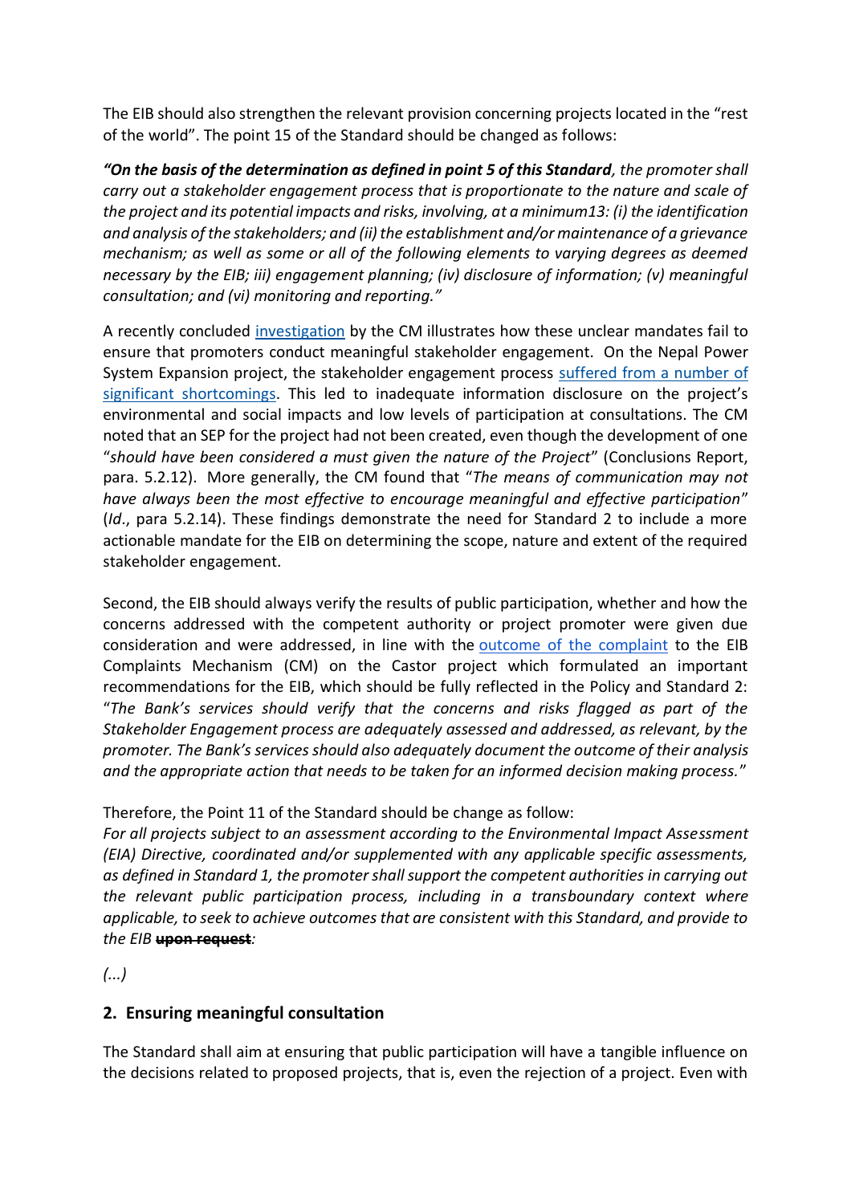The EIB should also strengthen the relevant provision concerning projects located in the "rest of the world". The point 15 of the Standard should be changed as follows:

***"On the basis of the determination as defined in point 5 of this Standard****, the promoter shall carry out a stakeholder engagement process that is proportionate to the nature and scale of the project and its potential impacts and risks, involving, at a minimum13: (i) the identification and analysis of the stakeholders; and (ii) the establishment and/or maintenance of a grievance mechanism; as well as some or all of the following elements to varying degrees as deemed necessary by the EIB; iii) engagement planning; (iv) disclosure of information; (v) meaningful consultation; and (vi) monitoring and reporting."*

A recently concluded investigation by the CM illustrates how these unclear mandates fail to ensure that promoters conduct meaningful stakeholder engagement. On the Nepal Power System Expansion project, the stakeholder engagement process suffered from a number of significant shortcomings. This led to inadequate information disclosure on the project's environmental and social impacts and low levels of participation at consultations. The CM noted that an SEP for the project had not been created, even though the development of one "*should have been considered a must given the nature of the Project*" (Conclusions Report, para. 5.2.12). More generally, the CM found that "*The means of communication may not have always been the most effective to encourage meaningful and effective participation*" (*Id*., para 5.2.14). These findings demonstrate the need for Standard 2 to include a more actionable mandate for the EIB on determining the scope, nature and extent of the required stakeholder engagement.

Second, the EIB should always verify the results of public participation, whether and how the concerns addressed with the competent authority or project promoter were given due consideration and were addressed, in line with the outcome of the complaint to the EIB Complaints Mechanism (CM) on the Castor project which formulated an important recommendations for the EIB, which should be fully reflected in the Policy and Standard 2: "*The Bank's services should verify that the concerns and risks flagged as part of the Stakeholder Engagement process are adequately assessed and addressed, as relevant, by the promoter. The Bank's services should also adequately document the outcome of their analysis and the appropriate action that needs to be taken for an informed decision making process.*"

Therefore, the Point 11 of the Standard should be change as follow:
*For all projects subject to an assessment according to the Environmental Impact Assessment (EIA) Directive, coordinated and/or supplemented with any applicable specific assessments, as defined in Standard 1, the promoter shall support the competent authorities in carrying out the relevant public participation process, including in a transboundary context where applicable, to seek to achieve outcomes that are consistent with this Standard, and provide to the EIB* ~~**upon request**~~*:*

*(...)*

## 2. Ensuring meaningful consultation

The Standard shall aim at ensuring that public participation will have a tangible influence on the decisions related to proposed projects, that is, even the rejection of a project. Even with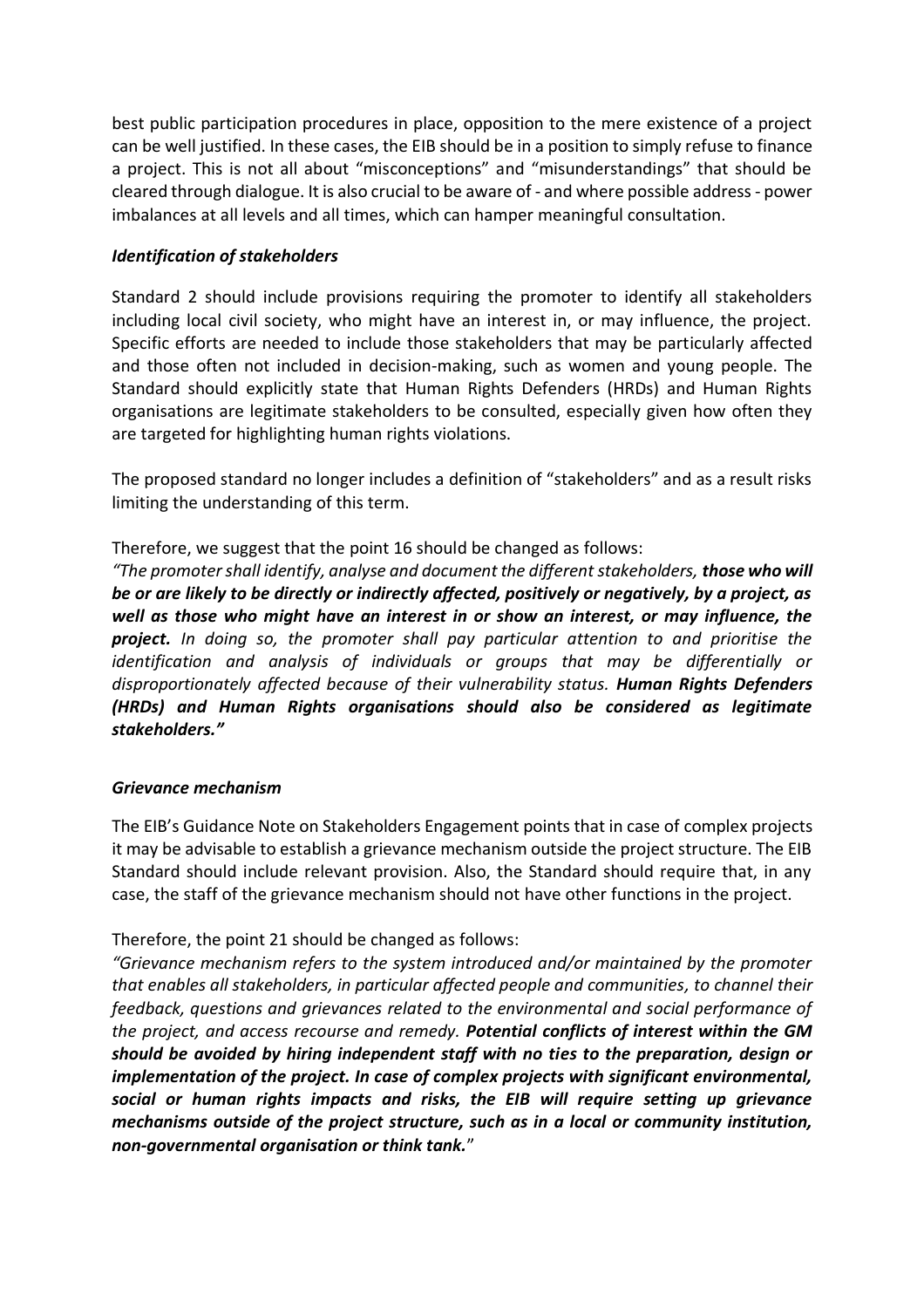best public participation procedures in place, opposition to the mere existence of a project can be well justified. In these cases, the EIB should be in a position to simply refuse to finance a project. This is not all about "misconceptions" and "misunderstandings" that should be cleared through dialogue. It is also crucial to be aware of - and where possible address - power imbalances at all levels and all times, which can hamper meaningful consultation.

***Identification of stakeholders***

Standard 2 should include provisions requiring the promoter to identify all stakeholders including local civil society, who might have an interest in, or may influence, the project. Specific efforts are needed to include those stakeholders that may be particularly affected and those often not included in decision-making, such as women and young people. The Standard should explicitly state that Human Rights Defenders (HRDs) and Human Rights organisations are legitimate stakeholders to be consulted, especially given how often they are targeted for highlighting human rights violations.

The proposed standard no longer includes a definition of "stakeholders" and as a result risks limiting the understanding of this term.

Therefore, we suggest that the point 16 should be changed as follows:

*"The promoter shall identify, analyse and document the different stakeholders,* ***those who will be or are likely to be directly or indirectly affected, positively or negatively, by a project, as well as those who might have an interest in or show an interest, or may influence, the project.*** *In doing so, the promoter shall pay particular attention to and prioritise the identification and analysis of individuals or groups that may be differentially or disproportionately affected because of their vulnerability status.* ***Human Rights Defenders (HRDs) and Human Rights organisations should also be considered as legitimate stakeholders."***

***Grievance mechanism***

The EIB's Guidance Note on Stakeholders Engagement points that in case of complex projects it may be advisable to establish a grievance mechanism outside the project structure. The EIB Standard should include relevant provision. Also, the Standard should require that, in any case, the staff of the grievance mechanism should not have other functions in the project.

Therefore, the point 21 should be changed as follows:

*"Grievance mechanism refers to the system introduced and/or maintained by the promoter that enables all stakeholders, in particular affected people and communities, to channel their feedback, questions and grievances related to the environmental and social performance of the project, and access recourse and remedy.* ***Potential conflicts of interest within the GM should be avoided by hiring independent staff with no ties to the preparation, design or implementation of the project. In case of complex projects with significant environmental, social or human rights impacts and risks, the EIB will require setting up grievance mechanisms outside of the project structure, such as in a local or community institution, non-governmental organisation or think tank.***"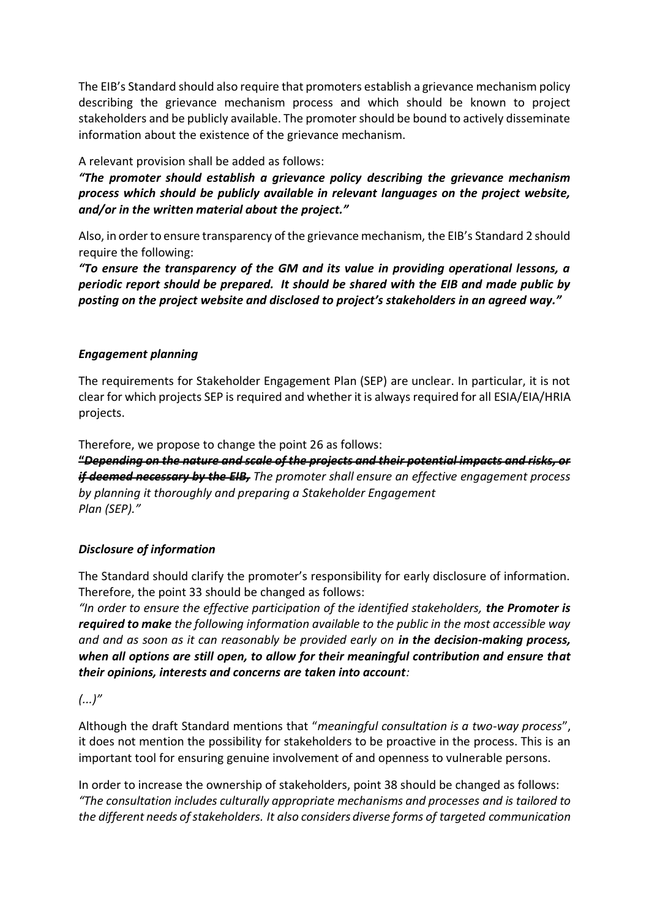The EIB's Standard should also require that promoters establish a grievance mechanism policy describing the grievance mechanism process and which should be known to project stakeholders and be publicly available. The promoter should be bound to actively disseminate information about the existence of the grievance mechanism.

A relevant provision shall be added as follows:

***"The promoter should establish a grievance policy describing the grievance mechanism process which should be publicly available in relevant languages on the project website, and/or in the written material about the project."***

Also, in order to ensure transparency of the grievance mechanism, the EIB's Standard 2 should require the following:

***"To ensure the transparency of the GM and its value in providing operational lessons, a periodic report should be prepared. It should be shared with the EIB and made public by posting on the project website and disclosed to project's stakeholders in an agreed way."***

### *Engagement planning*

The requirements for Stakeholder Engagement Plan (SEP) are unclear. In particular, it is not clear for which projects SEP is required and whether it is always required for all ESIA/EIA/HRIA projects.

Therefore, we propose to change the point 26 as follows:

**"*~~Depending on the nature and scale of the projects and their potential impacts and risks, or if deemed necessary by the EIB,~~*** *The promoter shall ensure an effective engagement process by planning it thoroughly and preparing a Stakeholder Engagement Plan (SEP)."*

### *Disclosure of information*

The Standard should clarify the promoter's responsibility for early disclosure of information. Therefore, the point 33 should be changed as follows:

*"In order to ensure the effective participation of the identified stakeholders,* ***the Promoter is required to make*** *the following information available to the public in the most accessible way and and as soon as it can reasonably be provided early on* ***in the decision-making process, when all options are still open, to allow for their meaningful contribution and ensure that their opinions, interests and concerns are taken into account****:*

*(...)"*

Although the draft Standard mentions that "*meaningful consultation is a two-way process*", it does not mention the possibility for stakeholders to be proactive in the process. This is an important tool for ensuring genuine involvement of and openness to vulnerable persons.

In order to increase the ownership of stakeholders, point 38 should be changed as follows:

*"The consultation includes culturally appropriate mechanisms and processes and is tailored to the different needs of stakeholders. It also considers diverse forms of targeted communication*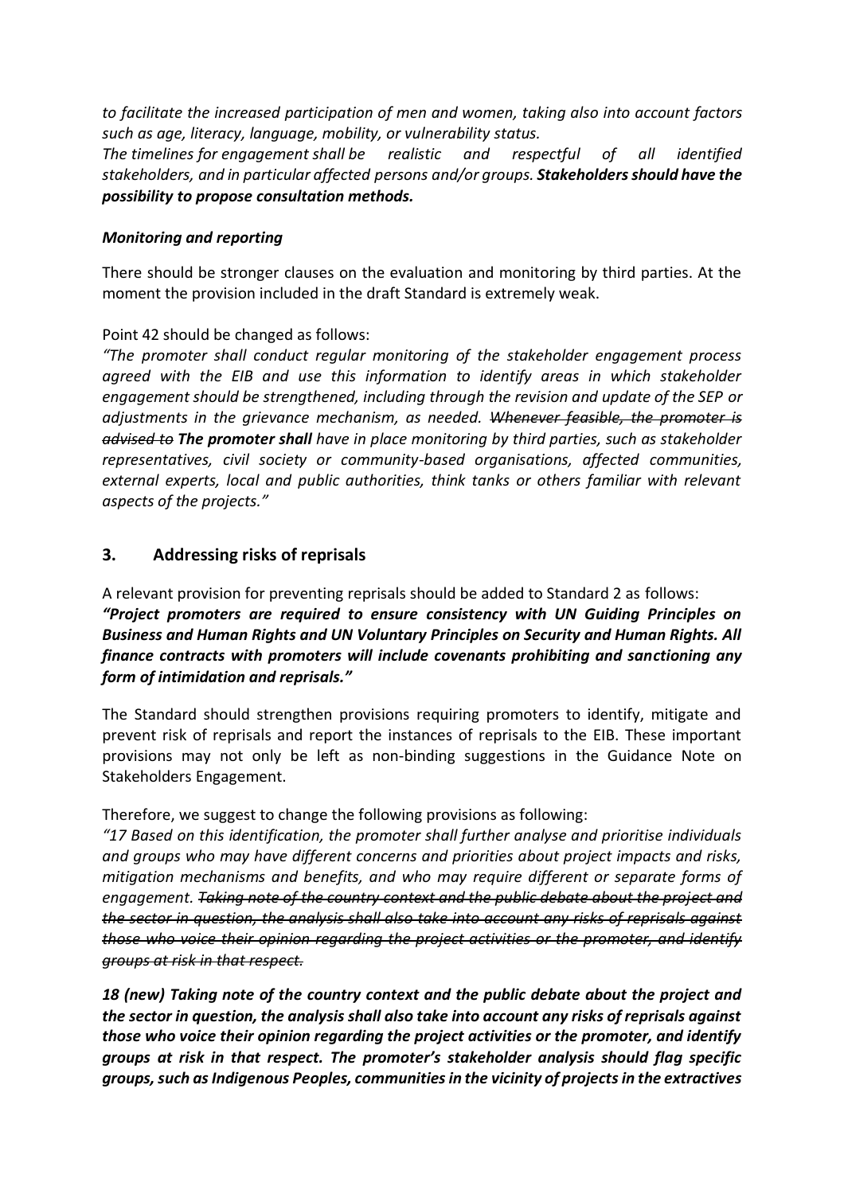*to facilitate the increased participation of men and women, taking also into account factors such as age, literacy, language, mobility, or vulnerability status.*
*The timelines for engagement shall be realistic and respectful of all identified stakeholders, and in particular affected persons and/or groups.* ***Stakeholders should have the possibility to propose consultation methods.***

***Monitoring and reporting***

There should be stronger clauses on the evaluation and monitoring by third parties. At the moment the provision included in the draft Standard is extremely weak.

Point 42 should be changed as follows:
*"The promoter shall conduct regular monitoring of the stakeholder engagement process agreed with the EIB and use this information to identify areas in which stakeholder engagement should be strengthened, including through the revision and update of the SEP or adjustments in the grievance mechanism, as needed. ~~Whenever feasible, the promoter is advised to~~* ***The promoter shall*** *have in place monitoring by third parties, such as stakeholder representatives, civil society or community-based organisations, affected communities, external experts, local and public authorities, think tanks or others familiar with relevant aspects of the projects."*

## 3. Addressing risks of reprisals

A relevant provision for preventing reprisals should be added to Standard 2 as follows:
***"Project promoters are required to ensure consistency with UN Guiding Principles on Business and Human Rights and UN Voluntary Principles on Security and Human Rights. All finance contracts with promoters will include covenants prohibiting and sanctioning any form of intimidation and reprisals."***

The Standard should strengthen provisions requiring promoters to identify, mitigate and prevent risk of reprisals and report the instances of reprisals to the EIB. These important provisions may not only be left as non-binding suggestions in the Guidance Note on Stakeholders Engagement.

Therefore, we suggest to change the following provisions as following:
*"17 Based on this identification, the promoter shall further analyse and prioritise individuals and groups who may have different concerns and priorities about project impacts and risks, mitigation mechanisms and benefits, and who may require different or separate forms of engagement. ~~Taking note of the country context and the public debate about the project and the sector in question, the analysis shall also take into account any risks of reprisals against those who voice their opinion regarding the project activities or the promoter, and identify groups at risk in that respect.~~*

***18 (new) Taking note of the country context and the public debate about the project and the sector in question, the analysis shall also take into account any risks of reprisals against those who voice their opinion regarding the project activities or the promoter, and identify groups at risk in that respect. The promoter's stakeholder analysis should flag specific groups, such as Indigenous Peoples, communities in the vicinity of projects in the extractives***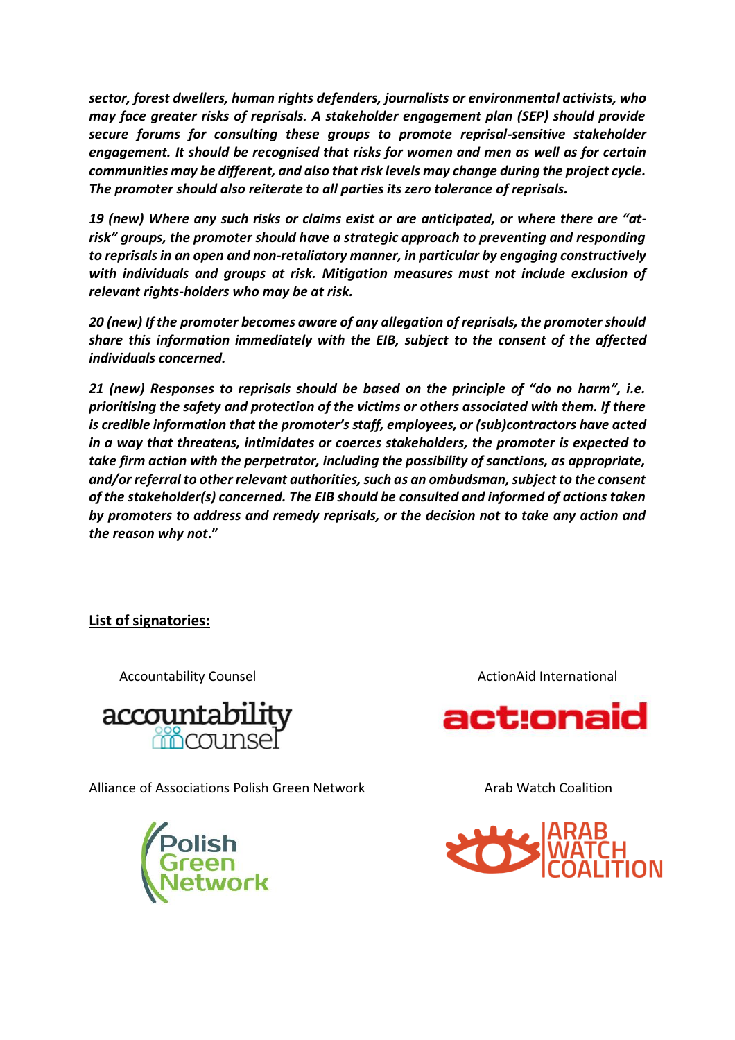***sector, forest dwellers, human rights defenders, journalists or environmental activists, who may face greater risks of reprisals. A stakeholder engagement plan (SEP) should provide secure forums for consulting these groups to promote reprisal-sensitive stakeholder engagement. It should be recognised that risks for women and men as well as for certain communities may be different, and also that risk levels may change during the project cycle. The promoter should also reiterate to all parties its zero tolerance of reprisals.***

***19 (new) Where any such risks or claims exist or are anticipated, or where there are "at-risk" groups, the promoter should have a strategic approach to preventing and responding to reprisals in an open and non-retaliatory manner, in particular by engaging constructively with individuals and groups at risk. Mitigation measures must not include exclusion of relevant rights-holders who may be at risk.***

***20 (new) If the promoter becomes aware of any allegation of reprisals, the promoter should share this information immediately with the EIB, subject to the consent of the affected individuals concerned.***

***21 (new) Responses to reprisals should be based on the principle of "do no harm", i.e. prioritising the safety and protection of the victims or others associated with them. If there is credible information that the promoter's staff, employees, or (sub)contractors have acted in a way that threatens, intimidates or coerces stakeholders, the promoter is expected to take firm action with the perpetrator, including the possibility of sanctions, as appropriate, and/or referral to other relevant authorities, such as an ombudsman, subject to the consent of the stakeholder(s) concerned. The EIB should be consulted and informed of actions taken by promoters to address and remedy reprisals, or the decision not to take any action and the reason why not.***"

**<u>List of signatories:</u>**

Accountability Counsel

ActionAid International

Alliance of Associations Polish Green Network

Arab Watch Coalition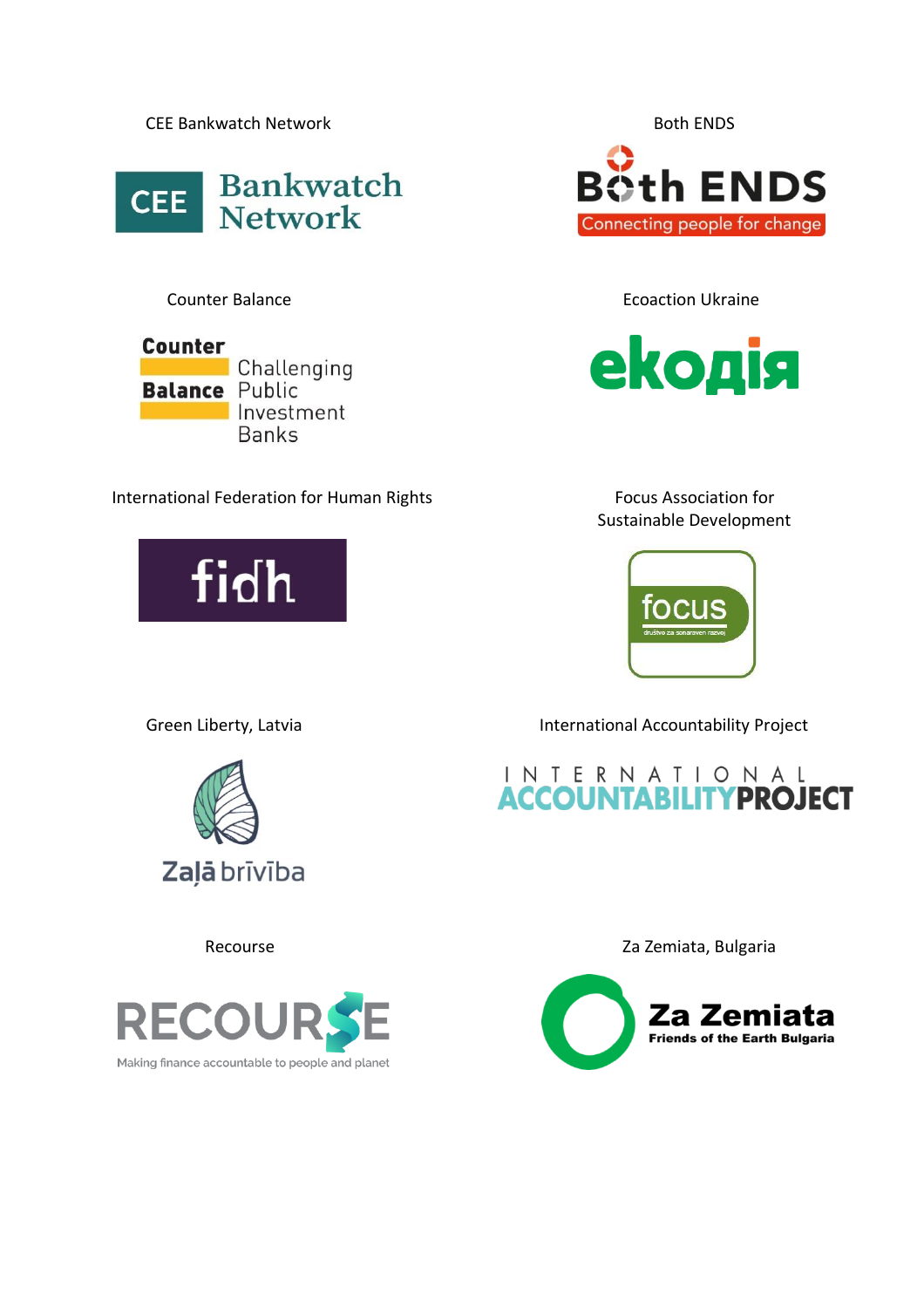CEE Bankwatch Network

CEE Bankwatch Network

Both ENDS

Both ENDS
Connecting people for change

Counter Balance

Counter Balance
Challenging Public Investment Banks

Ecoaction Ukraine

екодія

International Federation for Human Rights

fidh

Focus Association for Sustainable Development

focus
društvo za sonaraven razvoj

Green Liberty, Latvia

Zaļā brīvība

International Accountability Project

INTERNATIONAL ACCOUNTABILITY PROJECT

Recourse

RECOURSE
Making finance accountable to people and planet

Za Zemiata, Bulgaria

Za Zemiata
Friends of the Earth Bulgaria